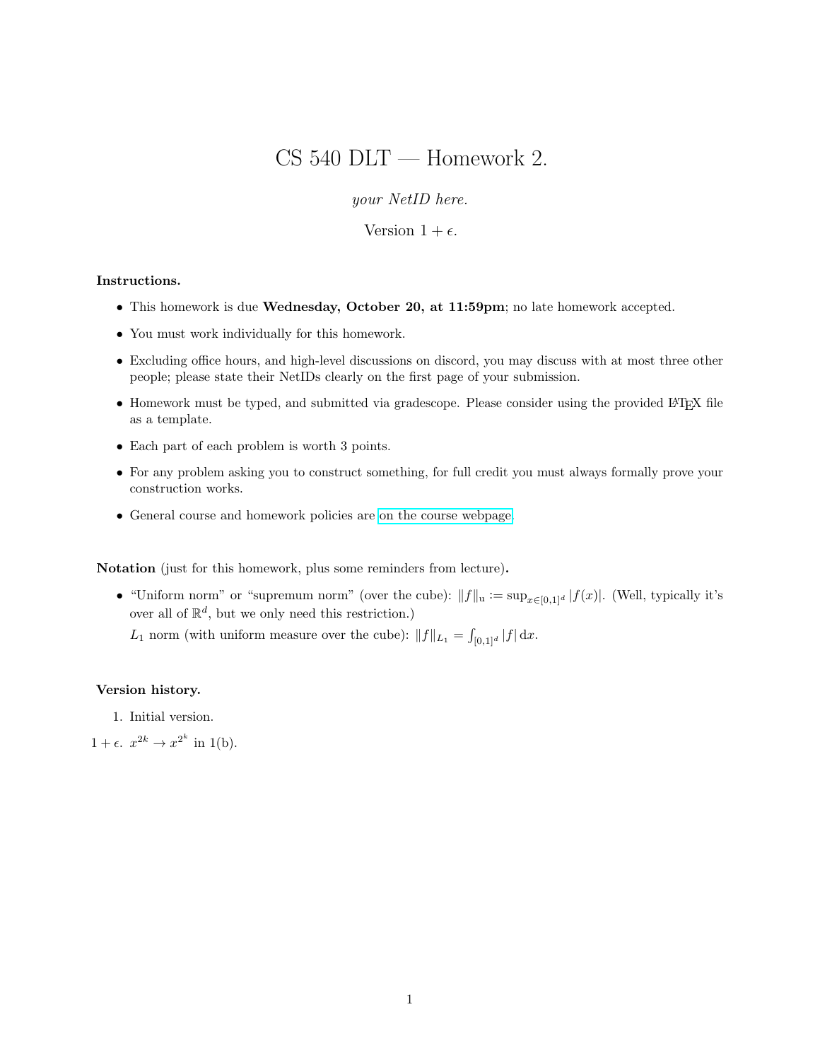# CS 540 DLT — Homework 2.

*your NetID here.*

Version $1 + \epsilon$.

**Instructions.**

- This homework is due **Wednesday, October 20, at 11:59pm**; no late homework accepted.
- You must work individually for this homework.
- Excluding office hours, and high-level discussions on discord, you may discuss with at most three other people; please state their NetIDs clearly on the first page of your submission.
- Homework must be typed, and submitted via gradescope. Please consider using the provided LaTeX file as a template.
- Each part of each problem is worth 3 points.
- For any problem asking you to construct something, for full credit you must always formally prove your construction works.
- General course and homework policies are on the course webpage.

**Notation** (just for this homework, plus some reminders from lecture)**.**

- "Uniform norm" or "supremum norm" (over the cube): $\|f\|_{\mathrm{u}} := \sup_{x \in [0,1]^d} |f(x)|$. (Well, typically it's over all of $\mathbb{R}^d$, but we only need this restriction.)

  $L_1$ norm (with uniform measure over the cube): $\|f\|_{L_1} = \int_{[0,1]^d} |f| \, \mathrm{d}x$.

**Version history.**

1. Initial version.

$1 + \epsilon$. $x^{2k} \to x^{2^k}$ in 1(b).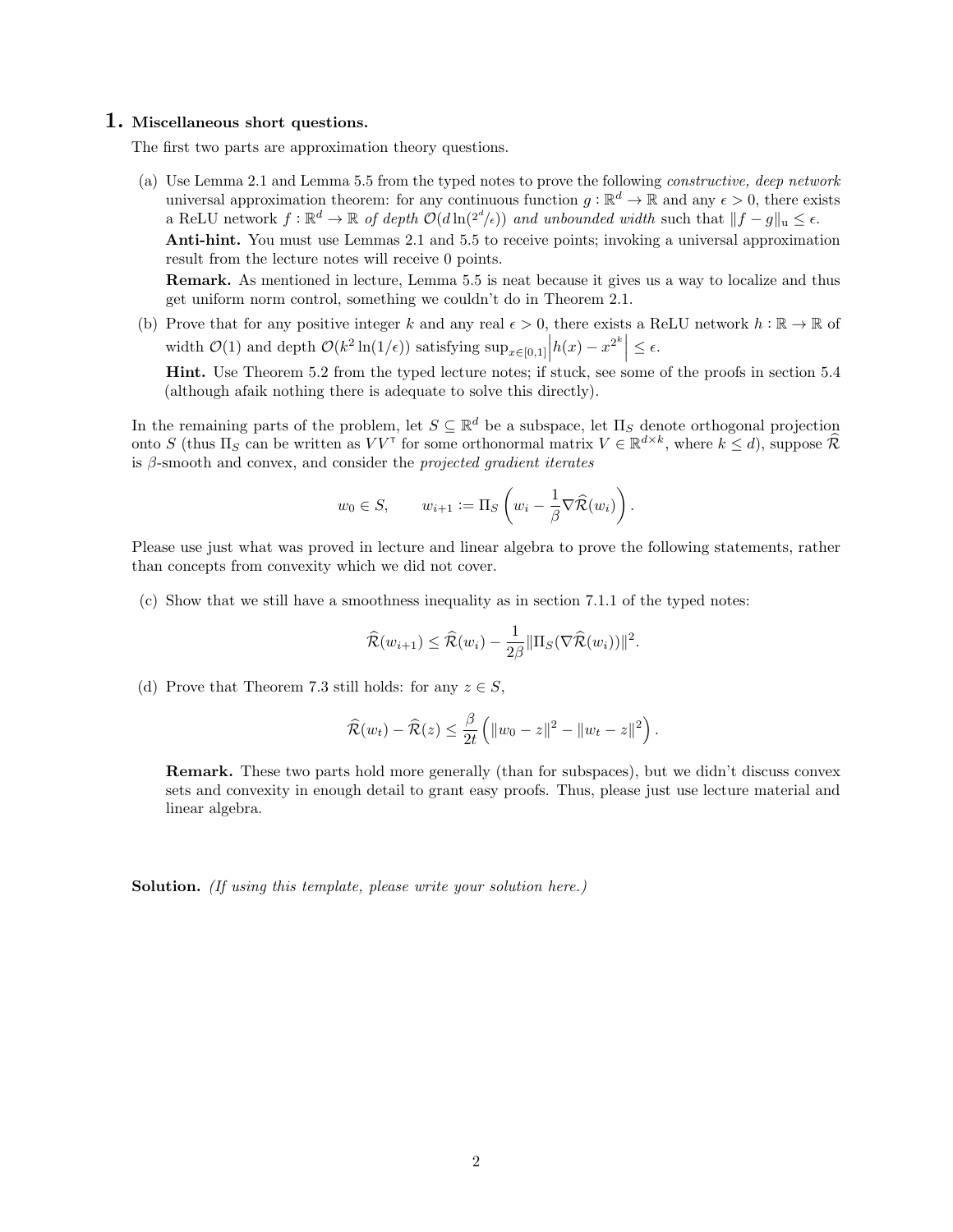# 1. Miscellaneous short questions.

The first two parts are approximation theory questions.

(a) Use Lemma 2.1 and Lemma 5.5 from the typed notes to prove the following *constructive, deep network* universal approximation theorem: for any continuous function $g : \mathbb{R}^d \to \mathbb{R}$ and any $\epsilon > 0$, there exists a ReLU network $f : \mathbb{R}^d \to \mathbb{R}$ *of depth* $\mathcal{O}(d \ln(2^d/\epsilon))$ *and unbounded width* such that $\|f - g\|_{\mathrm{u}} \le \epsilon$.

**Anti-hint.** You must use Lemmas 2.1 and 5.5 to receive points; invoking a universal approximation result from the lecture notes will receive 0 points.

**Remark.** As mentioned in lecture, Lemma 5.5 is neat because it gives us a way to localize and thus get uniform norm control, something we couldn't do in Theorem 2.1.

(b) Prove that for any positive integer $k$ and any real $\epsilon > 0$, there exists a ReLU network $h : \mathbb{R} \to \mathbb{R}$ of width $\mathcal{O}(1)$ and depth $\mathcal{O}(k^2 \ln(1/\epsilon))$ satisfying $\sup_{x \in [0,1]} \left| h(x) - x^{2^k} \right| \le \epsilon$.

**Hint.** Use Theorem 5.2 from the typed lecture notes; if stuck, see some of the proofs in section 5.4 (although afaik nothing there is adequate to solve this directly).

In the remaining parts of the problem, let $S \subseteq \mathbb{R}^d$ be a subspace, let $\Pi_S$ denote orthogonal projection onto $S$ (thus $\Pi_S$ can be written as $VV^\intercal$ for some orthonormal matrix $V \in \mathbb{R}^{d \times k}$, where $k \le d$), suppose $\widehat{\mathcal{R}}$ is $\beta$-smooth and convex, and consider the *projected gradient iterates*

$$w_0 \in S, \qquad w_{i+1} := \Pi_S\left(w_i - \frac{1}{\beta}\nabla\widehat{\mathcal{R}}(w_i)\right).$$

Please use just what was proved in lecture and linear algebra to prove the following statements, rather than concepts from convexity which we did not cover.

(c) Show that we still have a smoothness inequality as in section 7.1.1 of the typed notes:

$$\widehat{\mathcal{R}}(w_{i+1}) \le \widehat{\mathcal{R}}(w_i) - \frac{1}{2\beta}\|\Pi_S(\nabla\widehat{\mathcal{R}}(w_i))\|^2.$$

(d) Prove that Theorem 7.3 still holds: for any $z \in S$,

$$\widehat{\mathcal{R}}(w_t) - \widehat{\mathcal{R}}(z) \le \frac{\beta}{2t}\left(\|w_0 - z\|^2 - \|w_t - z\|^2\right).$$

**Remark.** These two parts hold more generally (than for subspaces), but we didn't discuss convex sets and convexity in enough detail to grant easy proofs. Thus, please just use lecture material and linear algebra.

**Solution.** *(If using this template, please write your solution here.)*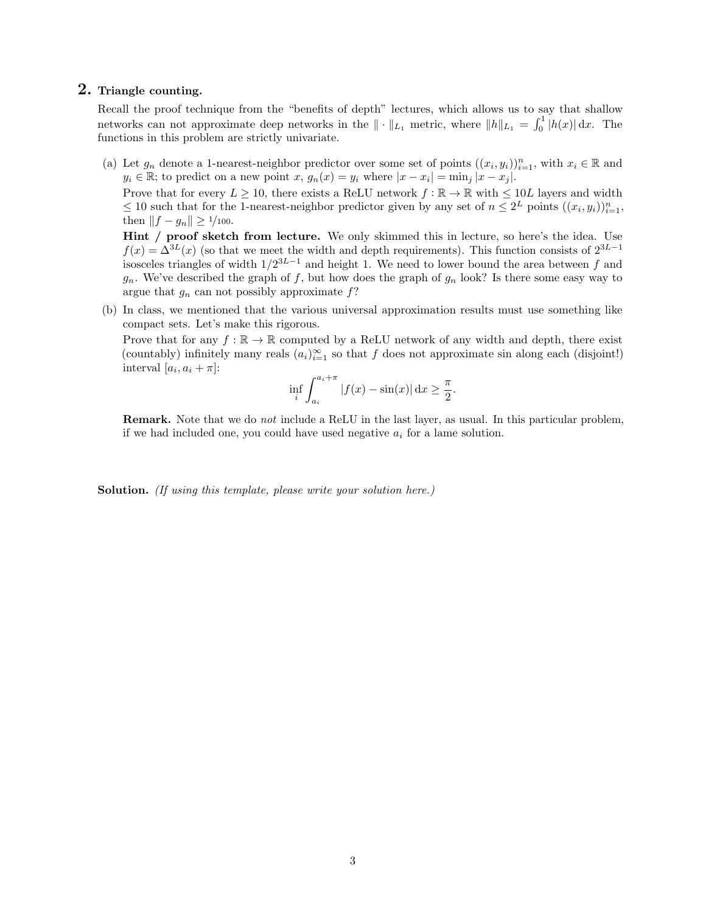## 2. Triangle counting.

Recall the proof technique from the "benefits of depth" lectures, which allows us to say that shallow networks can not approximate deep networks in the $\|\cdot\|_{L_1}$ metric, where $\|h\|_{L_1} = \int_0^1 |h(x)|\,\mathrm{d}x$. The functions in this problem are strictly univariate.

(a) Let $g_n$ denote a 1-nearest-neighbor predictor over some set of points $((x_i, y_i))_{i=1}^n$, with $x_i \in \mathbb{R}$ and $y_i \in \mathbb{R}$; to predict on a new point $x$, $g_n(x) = y_i$ where $|x - x_i| = \min_j |x - x_j|$.

Prove that for every $L \geq 10$, there exists a ReLU network $f : \mathbb{R} \to \mathbb{R}$ with $\leq 10L$ layers and width $\leq 10$ such that for the 1-nearest-neighbor predictor given by any set of $n \leq 2^L$ points $((x_i, y_i))_{i=1}^n$, then $\|f - g_n\| \geq 1/100$.

**Hint / proof sketch from lecture.** We only skimmed this in lecture, so here's the idea. Use $f(x) = \Delta^{3L}(x)$ (so that we meet the width and depth requirements). This function consists of $2^{3L-1}$ isosceles triangles of width $1/2^{3L-1}$ and height 1. We need to lower bound the area between $f$ and $g_n$. We've described the graph of $f$, but how does the graph of $g_n$ look? Is there some easy way to argue that $g_n$ can not possibly approximate $f$?

(b) In class, we mentioned that the various universal approximation results must use something like compact sets. Let's make this rigorous.

Prove that for any $f : \mathbb{R} \to \mathbb{R}$ computed by a ReLU network of any width and depth, there exist (countably) infinitely many reals $(a_i)_{i=1}^\infty$ so that $f$ does not approximate sin along each (disjoint!) interval $[a_i, a_i + \pi]$:

$$\inf_i \int_{a_i}^{a_i+\pi} |f(x) - \sin(x)|\,\mathrm{d}x \geq \frac{\pi}{2}.$$

**Remark.** Note that we do *not* include a ReLU in the last layer, as usual. In this particular problem, if we had included one, you could have used negative $a_i$ for a lame solution.

**Solution.** *(If using this template, please write your solution here.)*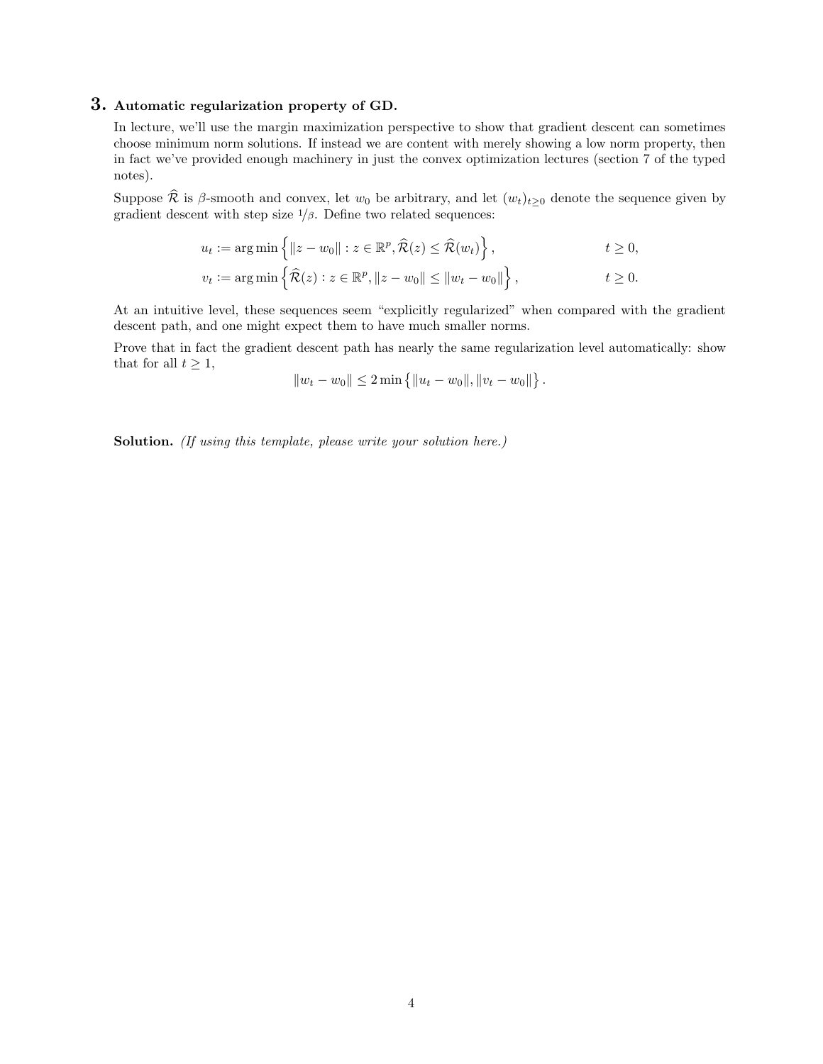## 3. Automatic regularization property of GD.

In lecture, we'll use the margin maximization perspective to show that gradient descent can sometimes choose minimum norm solutions. If instead we are content with merely showing a low norm property, then in fact we've provided enough machinery in just the convex optimization lectures (section 7 of the typed notes).

Suppose $\widehat{\mathcal{R}}$ is $\beta$-smooth and convex, let $w_0$ be arbitrary, and let $(w_t)_{t\geq 0}$ denote the sequence given by gradient descent with step size $1/\beta$. Define two related sequences:

$$u_t := \arg\min\left\{\|z - w_0\| : z \in \mathbb{R}^p, \widehat{\mathcal{R}}(z) \leq \widehat{\mathcal{R}}(w_t)\right\}, \qquad t \geq 0,$$

$$v_t := \arg\min\left\{\widehat{\mathcal{R}}(z) : z \in \mathbb{R}^p, \|z - w_0\| \leq \|w_t - w_0\|\right\}, \qquad t \geq 0.$$

At an intuitive level, these sequences seem "explicitly regularized" when compared with the gradient descent path, and one might expect them to have much smaller norms.

Prove that in fact the gradient descent path has nearly the same regularization level automatically: show that for all $t \geq 1$,

$$\|w_t - w_0\| \leq 2\min\left\{\|u_t - w_0\|, \|v_t - w_0\|\right\}.$$

**Solution.** *(If using this template, please write your solution here.)*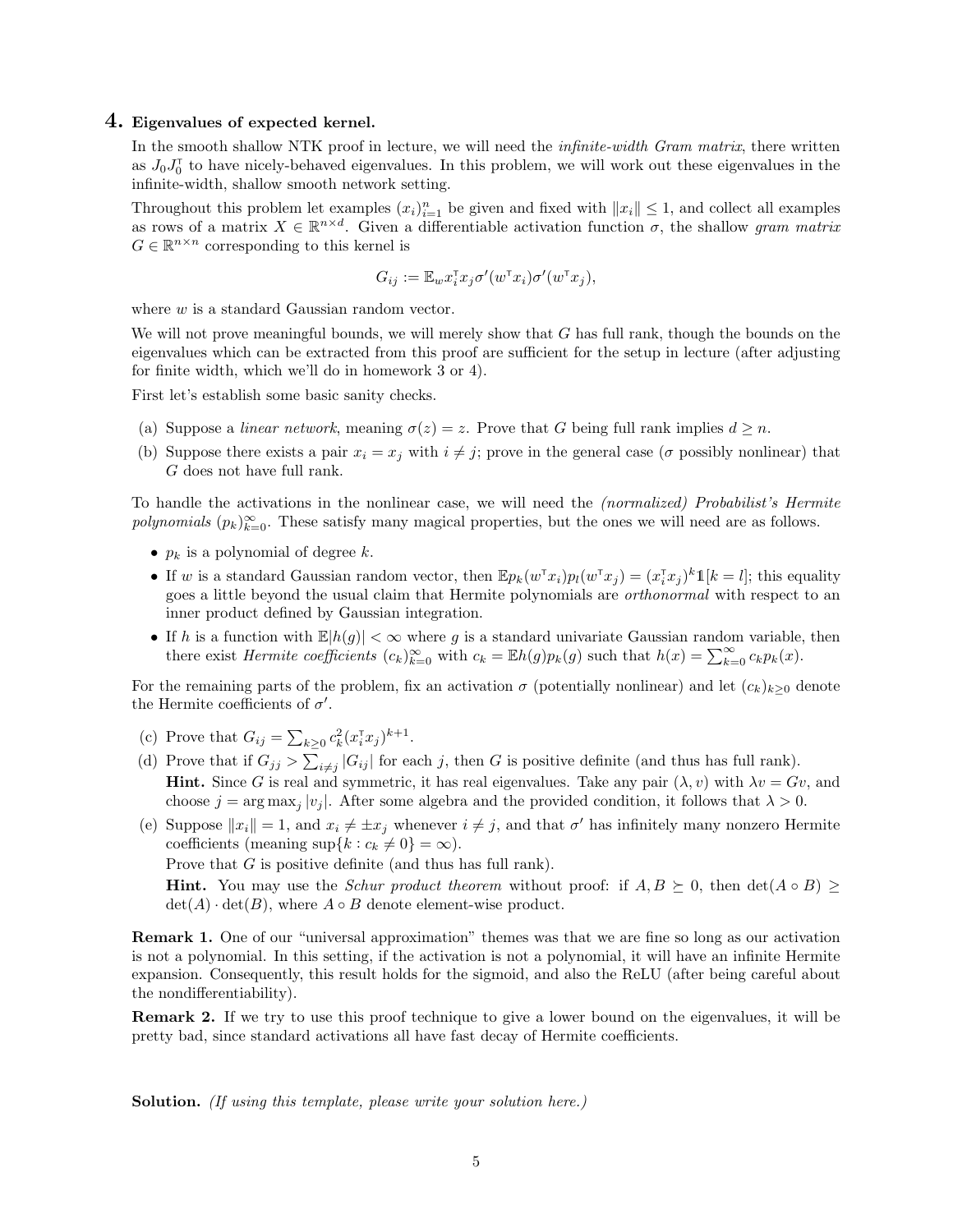## 4. Eigenvalues of expected kernel.

In the smooth shallow NTK proof in lecture, we will need the *infinite-width Gram matrix*, there written as $J_0 J_0^\intercal$ to have nicely-behaved eigenvalues. In this problem, we will work out these eigenvalues in the infinite-width, shallow smooth network setting.

Throughout this problem let examples $(x_i)_{i=1}^n$ be given and fixed with $\|x_i\| \le 1$, and collect all examples as rows of a matrix $X \in \mathbb{R}^{n \times d}$. Given a differentiable activation function $\sigma$, the shallow *gram matrix* $G \in \mathbb{R}^{n \times n}$ corresponding to this kernel is

$$G_{ij} := \mathbb{E}_w x_i^\intercal x_j \sigma'(w^\intercal x_i)\sigma'(w^\intercal x_j),$$

where $w$ is a standard Gaussian random vector.

We will not prove meaningful bounds, we will merely show that $G$ has full rank, though the bounds on the eigenvalues which can be extracted from this proof are sufficient for the setup in lecture (after adjusting for finite width, which we'll do in homework 3 or 4).

First let's establish some basic sanity checks.

(a) Suppose a *linear network*, meaning $\sigma(z) = z$. Prove that $G$ being full rank implies $d \ge n$.

(b) Suppose there exists a pair $x_i = x_j$ with $i \ne j$; prove in the general case ($\sigma$ possibly nonlinear) that $G$ does not have full rank.

To handle the activations in the nonlinear case, we will need the *(normalized) Probabilist's Hermite polynomials* $(p_k)_{k=0}^\infty$. These satisfy many magical properties, but the ones we will need are as follows.

- $p_k$ is a polynomial of degree $k$.
- If $w$ is a standard Gaussian random vector, then $\mathbb{E}p_k(w^\intercal x_i)p_l(w^\intercal x_j) = (x_i^\intercal x_j)^k \mathbb{1}[k = l]$; this equality goes a little beyond the usual claim that Hermite polynomials are *orthonormal* with respect to an inner product defined by Gaussian integration.
- If $h$ is a function with $\mathbb{E}|h(g)| < \infty$ where $g$ is a standard univariate Gaussian random variable, then there exist *Hermite coefficients* $(c_k)_{k=0}^\infty$ with $c_k = \mathbb{E}h(g)p_k(g)$ such that $h(x) = \sum_{k=0}^\infty c_k p_k(x)$.

For the remaining parts of the problem, fix an activation $\sigma$ (potentially nonlinear) and let $(c_k)_{k \ge 0}$ denote the Hermite coefficients of $\sigma'$.

(c) Prove that $G_{ij} = \sum_{k \ge 0} c_k^2 (x_i^\intercal x_j)^{k+1}$.

(d) Prove that if $G_{jj} > \sum_{i \ne j} |G_{ij}|$ for each $j$, then $G$ is positive definite (and thus has full rank).
**Hint.** Since $G$ is real and symmetric, it has real eigenvalues. Take any pair $(\lambda, v)$ with $\lambda v = Gv$, and choose $j = \arg\max_j |v_j|$. After some algebra and the provided condition, it follows that $\lambda > 0$.

(e) Suppose $\|x_i\| = 1$, and $x_i \ne \pm x_j$ whenever $i \ne j$, and that $\sigma'$ has infinitely many nonzero Hermite coefficients (meaning $\sup\{k : c_k \ne 0\} = \infty$).
Prove that $G$ is positive definite (and thus has full rank).
**Hint.** You may use the *Schur product theorem* without proof: if $A, B \succeq 0$, then $\det(A \circ B) \ge \det(A) \cdot \det(B)$, where $A \circ B$ denote element-wise product.

**Remark 1.** One of our "universal approximation" themes was that we are fine so long as our activation is not a polynomial. In this setting, if the activation is not a polynomial, it will have an infinite Hermite expansion. Consequently, this result holds for the sigmoid, and also the ReLU (after being careful about the nondifferentiability).

**Remark 2.** If we try to use this proof technique to give a lower bound on the eigenvalues, it will be pretty bad, since standard activations all have fast decay of Hermite coefficients.

**Solution.** *(If using this template, please write your solution here.)*